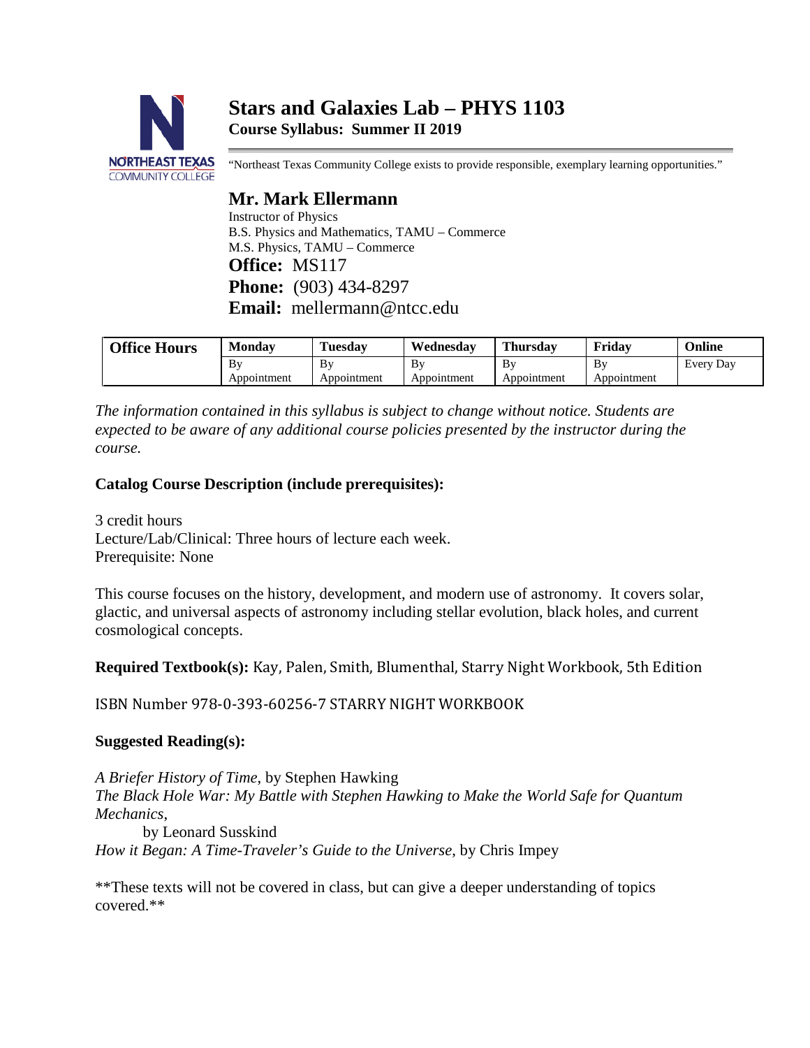# Stars and Galaxies Lab – PHYS 1103

**Course Syllabus: Summer II 2019**

"Northeast Texas Community College exists to provide responsible, exemplary learning opportunities."

## Mr. Mark Ellermann

Instructor of Physics
B.S. Physics and Mathematics, TAMU – Commerce
M.S. Physics, TAMU – Commerce

**Office:** MS117
**Phone:** (903) 434-8297
**Email:** mellermann@ntcc.edu

| Office Hours | Monday | Tuesday | Wednesday | Thursday | Friday | Online |
|---|---|---|---|---|---|---|
| | By Appointment | By Appointment | By Appointment | By Appointment | By Appointment | Every Day |

*The information contained in this syllabus is subject to change without notice. Students are expected to be aware of any additional course policies presented by the instructor during the course.*

**Catalog Course Description (include prerequisites):**

3 credit hours
Lecture/Lab/Clinical: Three hours of lecture each week.
Prerequisite: None

This course focuses on the history, development, and modern use of astronomy. It covers solar, glactic, and universal aspects of astronomy including stellar evolution, black holes, and current cosmological concepts.

**Required Textbook(s):** Kay, Palen, Smith, Blumenthal, Starry Night Workbook, 5th Edition

ISBN Number 978-0-393-60256-7 STARRY NIGHT WORKBOOK

**Suggested Reading(s):**

*A Briefer History of Time*, by Stephen Hawking
*The Black Hole War: My Battle with Stephen Hawking to Make the World Safe for Quantum Mechanics*,
by Leonard Susskind
*How it Began: A Time-Traveler's Guide to the Universe*, by Chris Impey

**These texts will not be covered in class, but can give a deeper understanding of topics covered.**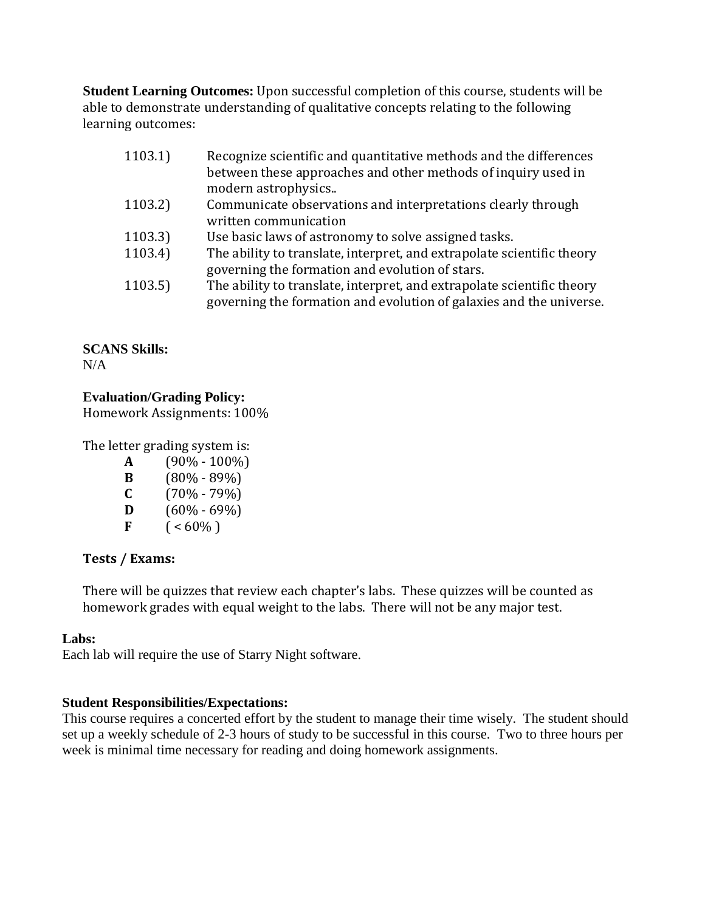**Student Learning Outcomes:** Upon successful completion of this course, students will be able to demonstrate understanding of qualitative concepts relating to the following learning outcomes:

1103.1) Recognize scientific and quantitative methods and the differences between these approaches and other methods of inquiry used in modern astrophysics..

1103.2) Communicate observations and interpretations clearly through written communication

1103.3) Use basic laws of astronomy to solve assigned tasks.

1103.4) The ability to translate, interpret, and extrapolate scientific theory governing the formation and evolution of stars.

1103.5) The ability to translate, interpret, and extrapolate scientific theory governing the formation and evolution of galaxies and the universe.

**SCANS Skills:**
N/A

**Evaluation/Grading Policy:**
Homework Assignments: 100%

The letter grading system is:

**A** (90% - 100%)
**B** (80% - 89%)
**C** (70% - 79%)
**D** (60% - 69%)
**F** ( < 60% )

**Tests / Exams:**

There will be quizzes that review each chapter's labs. These quizzes will be counted as homework grades with equal weight to the labs. There will not be any major test.

**Labs:**
Each lab will require the use of Starry Night software.

**Student Responsibilities/Expectations:**
This course requires a concerted effort by the student to manage their time wisely. The student should set up a weekly schedule of 2-3 hours of study to be successful in this course. Two to three hours per week is minimal time necessary for reading and doing homework assignments.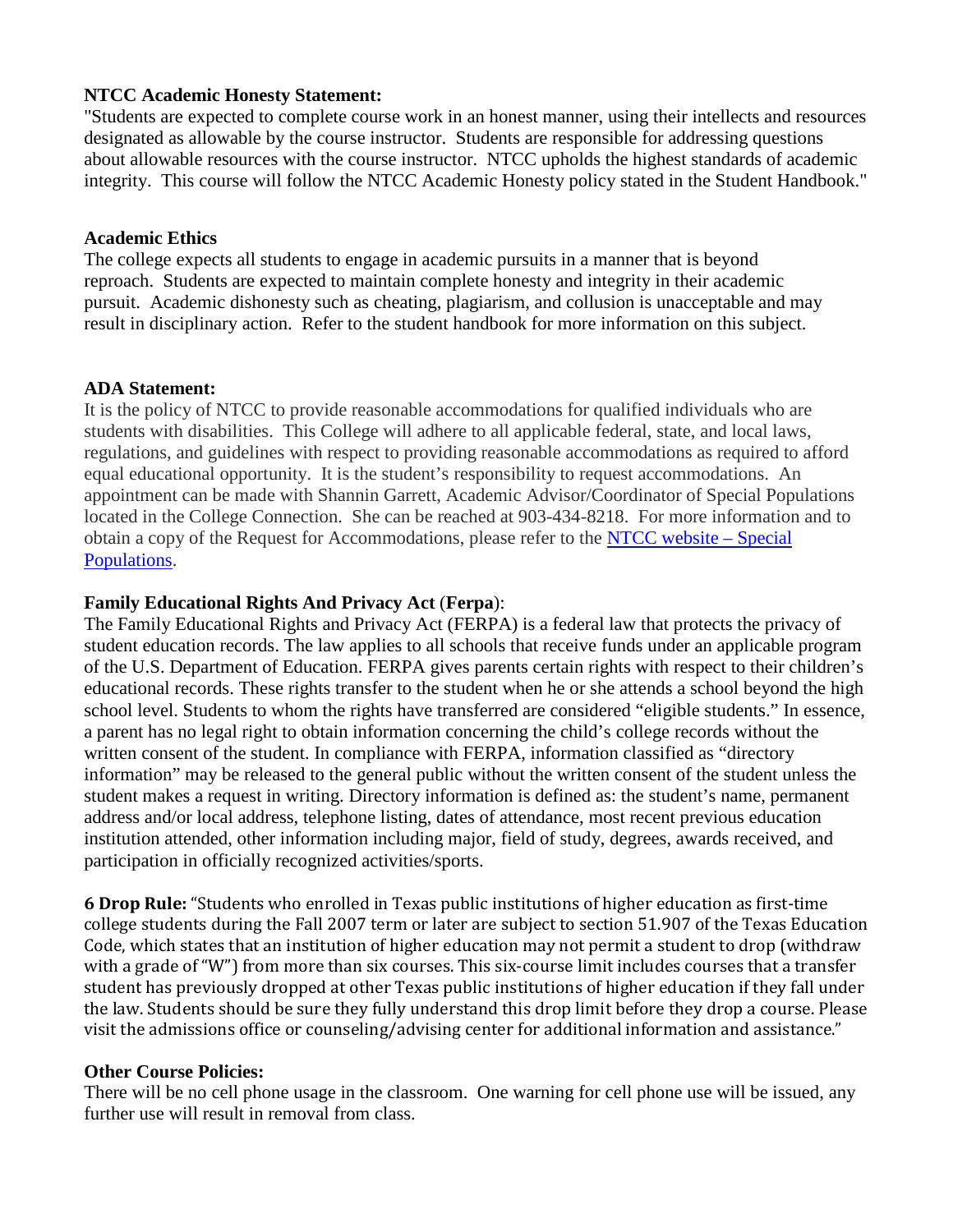**NTCC Academic Honesty Statement:**
"Students are expected to complete course work in an honest manner, using their intellects and resources designated as allowable by the course instructor. Students are responsible for addressing questions about allowable resources with the course instructor. NTCC upholds the highest standards of academic integrity. This course will follow the NTCC Academic Honesty policy stated in the Student Handbook."

**Academic Ethics**
The college expects all students to engage in academic pursuits in a manner that is beyond reproach. Students are expected to maintain complete honesty and integrity in their academic pursuit. Academic dishonesty such as cheating, plagiarism, and collusion is unacceptable and may result in disciplinary action. Refer to the student handbook for more information on this subject.

**ADA Statement:**
It is the policy of NTCC to provide reasonable accommodations for qualified individuals who are students with disabilities. This College will adhere to all applicable federal, state, and local laws, regulations, and guidelines with respect to providing reasonable accommodations as required to afford equal educational opportunity. It is the student's responsibility to request accommodations. An appointment can be made with Shannin Garrett, Academic Advisor/Coordinator of Special Populations located in the College Connection. She can be reached at 903-434-8218. For more information and to obtain a copy of the Request for Accommodations, please refer to the NTCC website – Special Populations.

**Family Educational Rights And Privacy Act** (**Ferpa**):
The Family Educational Rights and Privacy Act (FERPA) is a federal law that protects the privacy of student education records. The law applies to all schools that receive funds under an applicable program of the U.S. Department of Education. FERPA gives parents certain rights with respect to their children's educational records. These rights transfer to the student when he or she attends a school beyond the high school level. Students to whom the rights have transferred are considered "eligible students." In essence, a parent has no legal right to obtain information concerning the child's college records without the written consent of the student. In compliance with FERPA, information classified as "directory information" may be released to the general public without the written consent of the student unless the student makes a request in writing. Directory information is defined as: the student's name, permanent address and/or local address, telephone listing, dates of attendance, most recent previous education institution attended, other information including major, field of study, degrees, awards received, and participation in officially recognized activities/sports.

**6 Drop Rule:** "Students who enrolled in Texas public institutions of higher education as first-time college students during the Fall 2007 term or later are subject to section 51.907 of the Texas Education Code, which states that an institution of higher education may not permit a student to drop (withdraw with a grade of "W") from more than six courses. This six-course limit includes courses that a transfer student has previously dropped at other Texas public institutions of higher education if they fall under the law. Students should be sure they fully understand this drop limit before they drop a course. Please visit the admissions office or counseling/advising center for additional information and assistance."

**Other Course Policies:**
There will be no cell phone usage in the classroom. One warning for cell phone use will be issued, any further use will result in removal from class.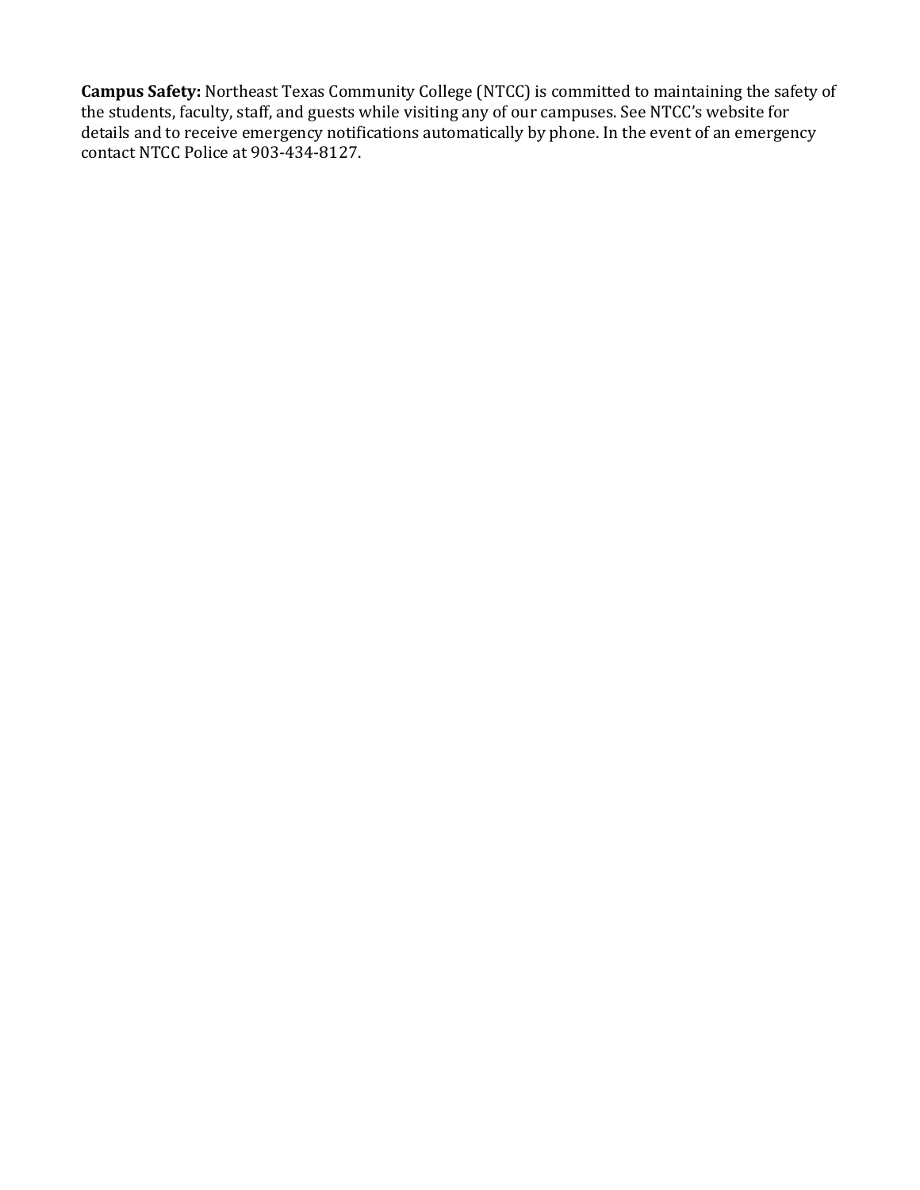**Campus Safety:** Northeast Texas Community College (NTCC) is committed to maintaining the safety of the students, faculty, staff, and guests while visiting any of our campuses. See NTCC's website for details and to receive emergency notifications automatically by phone. In the event of an emergency contact NTCC Police at 903-434-8127.